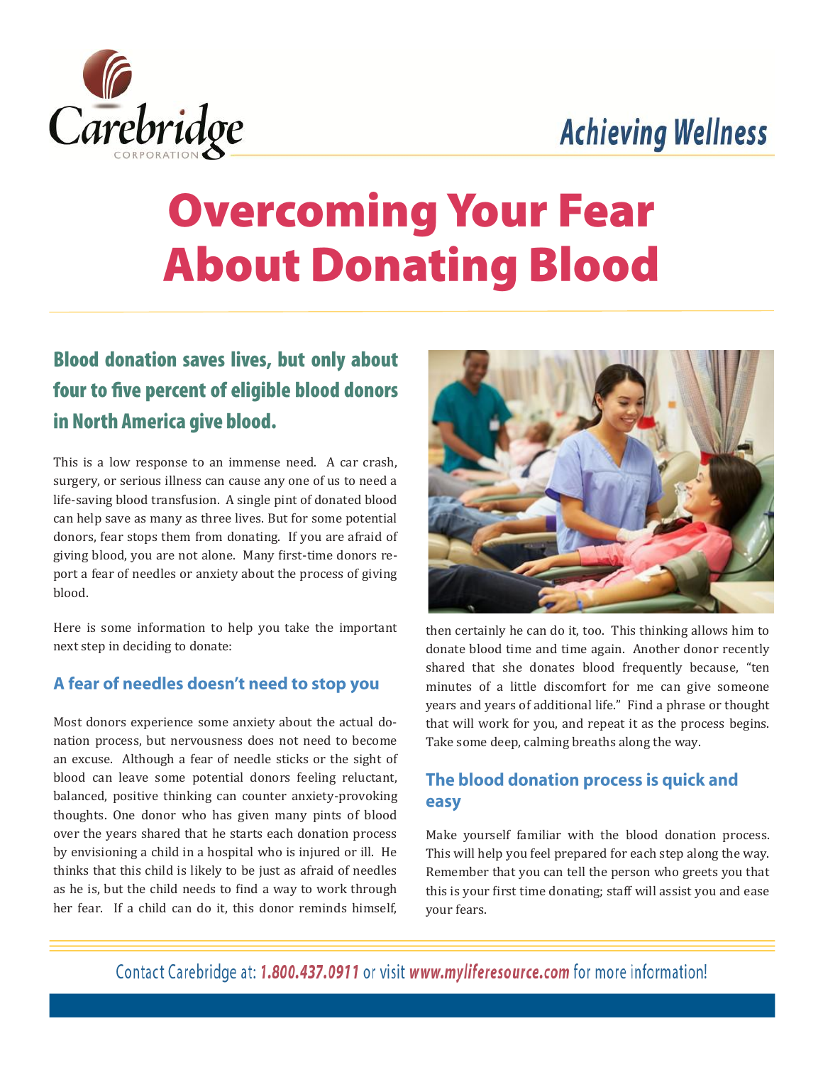Carebridge Corporation

Achieving Wellness

# Overcoming Your Fear About Donating Blood

## Blood donation saves lives, but only about four to five percent of eligible blood donors in North America give blood.

This is a low response to an immense need. A car crash, surgery, or serious illness can cause any one of us to need a life-saving blood transfusion. A single pint of donated blood can help save as many as three lives. But for some potential donors, fear stops them from donating. If you are afraid of giving blood, you are not alone. Many first-time donors report a fear of needles or anxiety about the process of giving blood.

Here is some information to help you take the important next step in deciding to donate:

### A fear of needles doesn't need to stop you

Most donors experience some anxiety about the actual donation process, but nervousness does not need to become an excuse. Although a fear of needle sticks or the sight of blood can leave some potential donors feeling reluctant, balanced, positive thinking can counter anxiety-provoking thoughts. One donor who has given many pints of blood over the years shared that he starts each donation process by envisioning a child in a hospital who is injured or ill. He thinks that this child is likely to be just as afraid of needles as he is, but the child needs to find a way to work through her fear. If a child can do it, this donor reminds himself, then certainly he can do it, too. This thinking allows him to donate blood time and time again. Another donor recently shared that she donates blood frequently because, "ten minutes of a little discomfort for me can give someone years and years of additional life." Find a phrase or thought that will work for you, and repeat it as the process begins. Take some deep, calming breaths along the way.

### The blood donation process is quick and easy

Make yourself familiar with the blood donation process. This will help you feel prepared for each step along the way. Remember that you can tell the person who greets you that this is your first time donating; staff will assist you and ease your fears.

Contact Carebridge at: **1.800.437.0911** or visit **www.myliferesource.com** for more information!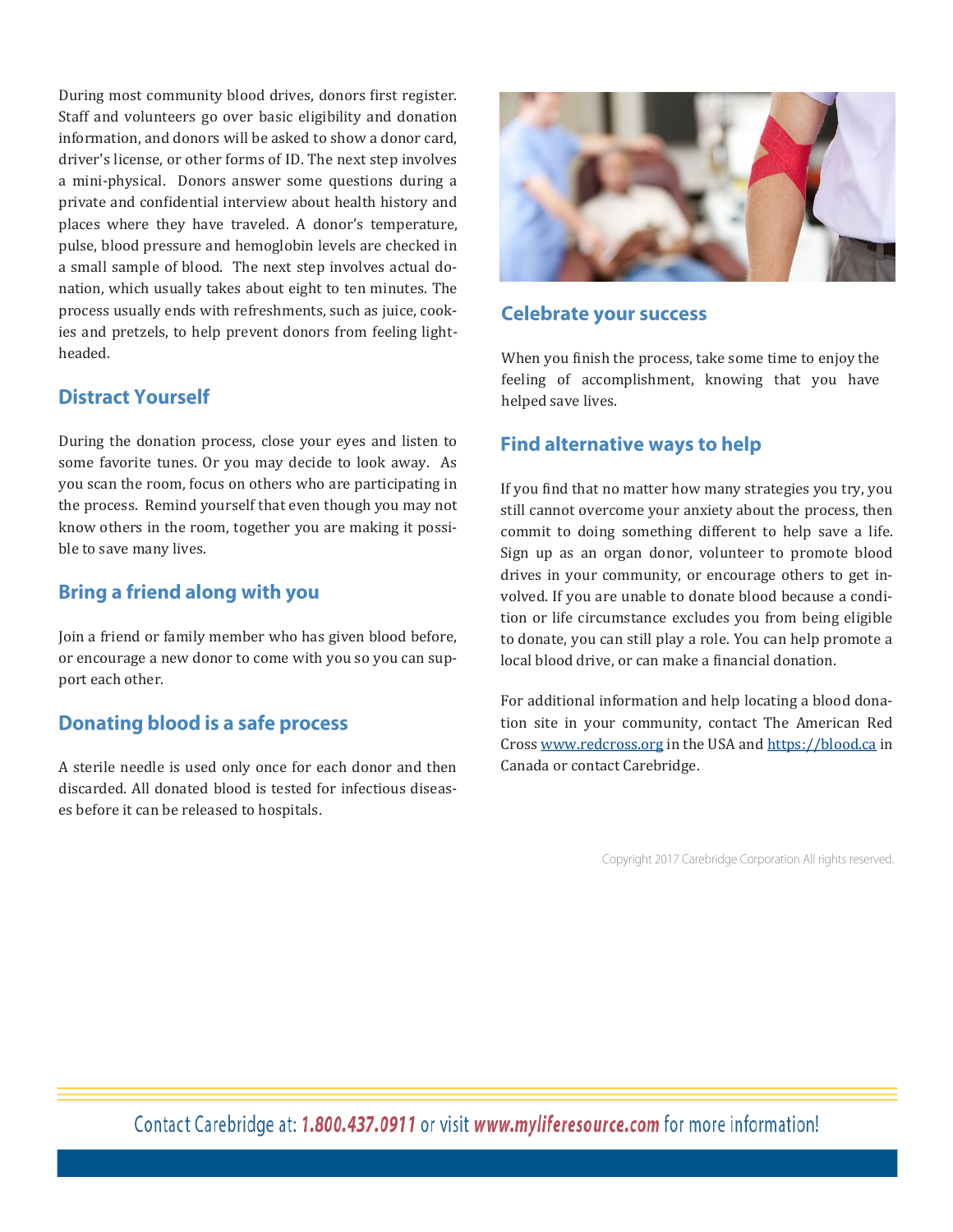During most community blood drives, donors first register. Staff and volunteers go over basic eligibility and donation information, and donors will be asked to show a donor card, driver's license, or other forms of ID. The next step involves a mini-physical. Donors answer some questions during a private and confidential interview about health history and places where they have traveled. A donor's temperature, pulse, blood pressure and hemoglobin levels are checked in a small sample of blood. The next step involves actual donation, which usually takes about eight to ten minutes. The process usually ends with refreshments, such as juice, cookies and pretzels, to help prevent donors from feeling lightheaded.

## Distract Yourself

During the donation process, close your eyes and listen to some favorite tunes. Or you may decide to look away. As you scan the room, focus on others who are participating in the process. Remind yourself that even though you may not know others in the room, together you are making it possible to save many lives.

## Bring a friend along with you

Join a friend or family member who has given blood before, or encourage a new donor to come with you so you can support each other.

## Donating blood is a safe process

A sterile needle is used only once for each donor and then discarded. All donated blood is tested for infectious diseases before it can be released to hospitals.

## Celebrate your success

When you finish the process, take some time to enjoy the feeling of accomplishment, knowing that you have helped save lives.

## Find alternative ways to help

If you find that no matter how many strategies you try, you still cannot overcome your anxiety about the process, then commit to doing something different to help save a life. Sign up as an organ donor, volunteer to promote blood drives in your community, or encourage others to get involved. If you are unable to donate blood because a condition or life circumstance excludes you from being eligible to donate, you can still play a role. You can help promote a local blood drive, or can make a financial donation.

For additional information and help locating a blood donation site in your community, contact The American Red Cross [www.redcross.org](http://www.redcross.org) in the USA and [https://blood.ca](https://blood.ca) in Canada or contact Carebridge.

Copyright 2017 Carebridge Corporation All rights reserved.

Contact Carebridge at: **1.800.437.0911** or visit **www.myliferesource.com** for more information!